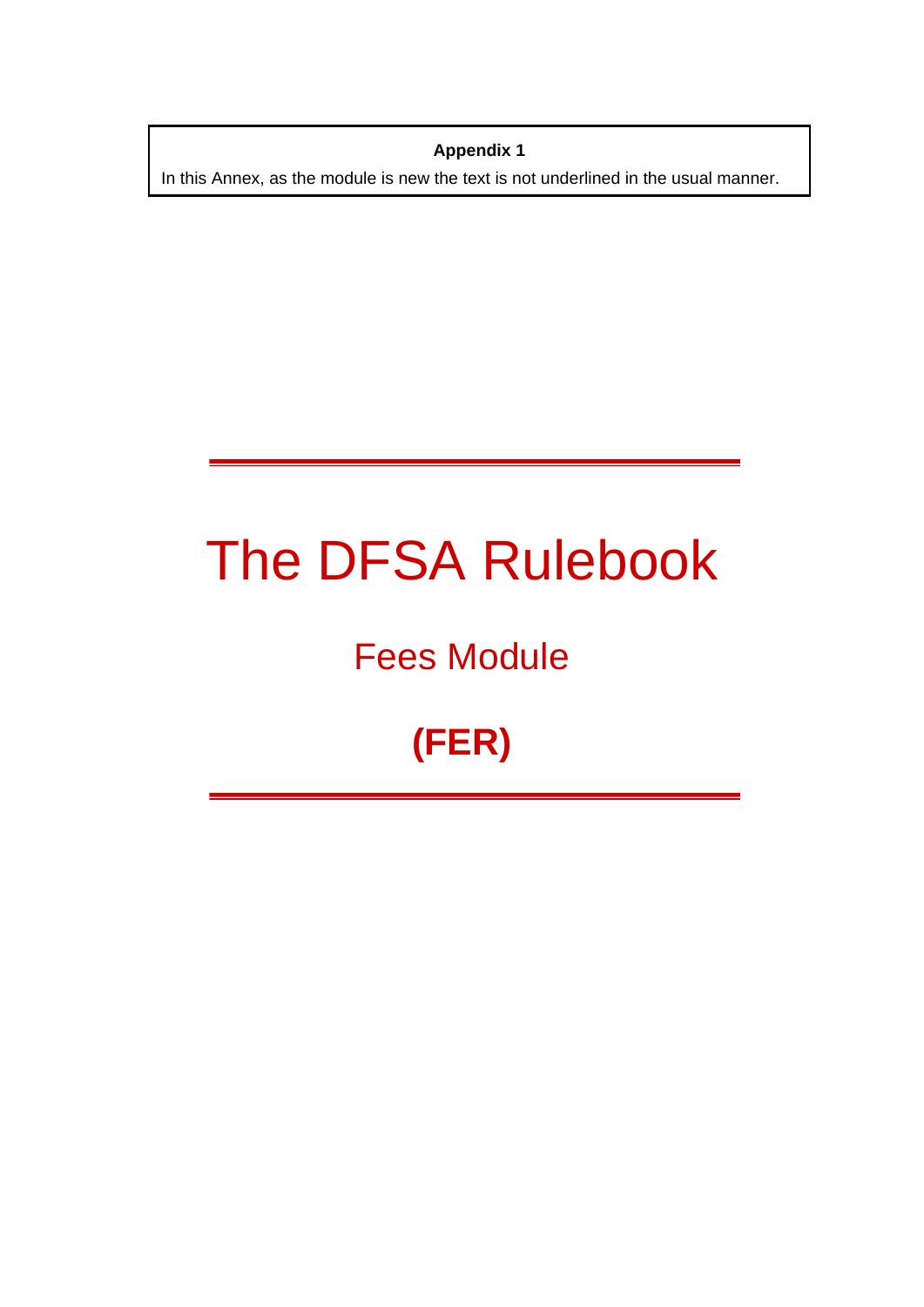**Appendix 1**

In this Annex, as the module is new the text is not underlined in the usual manner.

# The DFSA Rulebook

## Fees Module

## **(FER)**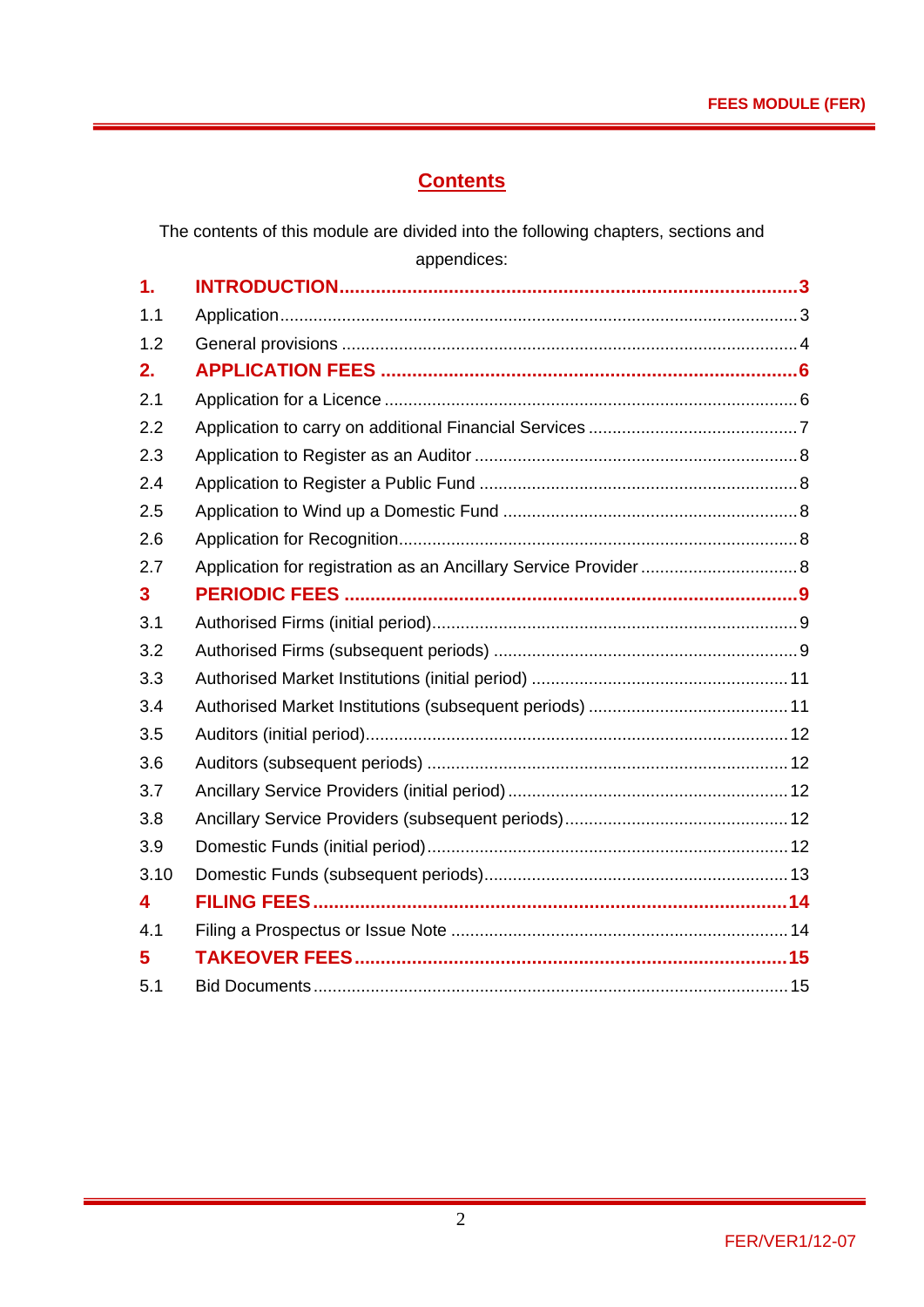## Contents

The contents of this module are divided into the following chapters, sections and appendices:

| | | |
|---|---|---|
| **1.** | **INTRODUCTION** | **3** |
| 1.1 | Application | 3 |
| 1.2 | General provisions | 4 |
| **2.** | **APPLICATION FEES** | **6** |
| 2.1 | Application for a Licence | 6 |
| 2.2 | Application to carry on additional Financial Services | 7 |
| 2.3 | Application to Register as an Auditor | 8 |
| 2.4 | Application to Register a Public Fund | 8 |
| 2.5 | Application to Wind up a Domestic Fund | 8 |
| 2.6 | Application for Recognition | 8 |
| 2.7 | Application for registration as an Ancillary Service Provider | 8 |
| **3** | **PERIODIC FEES** | **9** |
| 3.1 | Authorised Firms (initial period) | 9 |
| 3.2 | Authorised Firms (subsequent periods) | 9 |
| 3.3 | Authorised Market Institutions (initial period) | 11 |
| 3.4 | Authorised Market Institutions (subsequent periods) | 11 |
| 3.5 | Auditors (initial period) | 12 |
| 3.6 | Auditors (subsequent periods) | 12 |
| 3.7 | Ancillary Service Providers (initial period) | 12 |
| 3.8 | Ancillary Service Providers (subsequent periods) | 12 |
| 3.9 | Domestic Funds (initial period) | 12 |
| 3.10 | Domestic Funds (subsequent periods) | 13 |
| **4** | **FILING FEES** | **14** |
| 4.1 | Filing a Prospectus or Issue Note | 14 |
| **5** | **TAKEOVER FEES** | **15** |
| 5.1 | Bid Documents | 15 |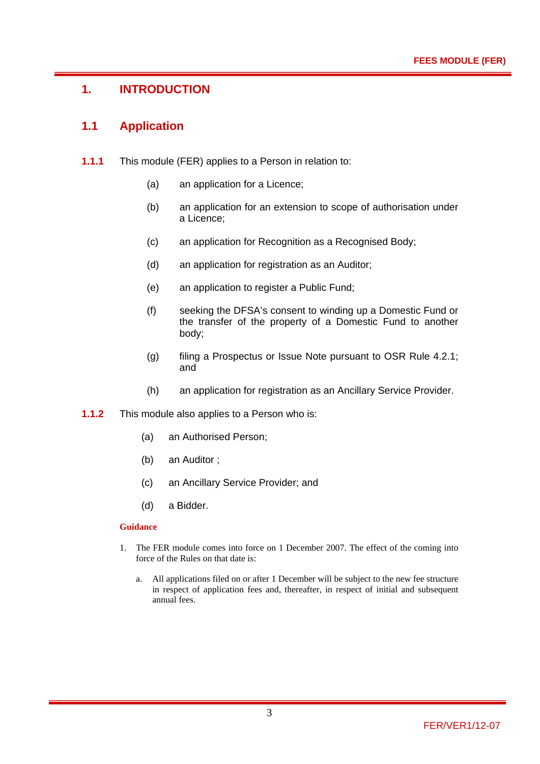# 1. INTRODUCTION

## 1.1 Application

**1.1.1** This module (FER) applies to a Person in relation to:

(a) an application for a Licence;

(b) an application for an extension to scope of authorisation under a Licence;

(c) an application for Recognition as a Recognised Body;

(d) an application for registration as an Auditor;

(e) an application to register a Public Fund;

(f) seeking the DFSA's consent to winding up a Domestic Fund or the transfer of the property of a Domestic Fund to another body;

(g) filing a Prospectus or Issue Note pursuant to OSR Rule 4.2.1; and

(h) an application for registration as an Ancillary Service Provider.

**1.1.2** This module also applies to a Person who is:

(a) an Authorised Person;

(b) an Auditor ;

(c) an Ancillary Service Provider; and

(d) a Bidder.

**Guidance**

1. The FER module comes into force on 1 December 2007. The effect of the coming into force of the Rules on that date is:

   a. All applications filed on or after 1 December will be subject to the new fee structure in respect of application fees and, thereafter, in respect of initial and subsequent annual fees.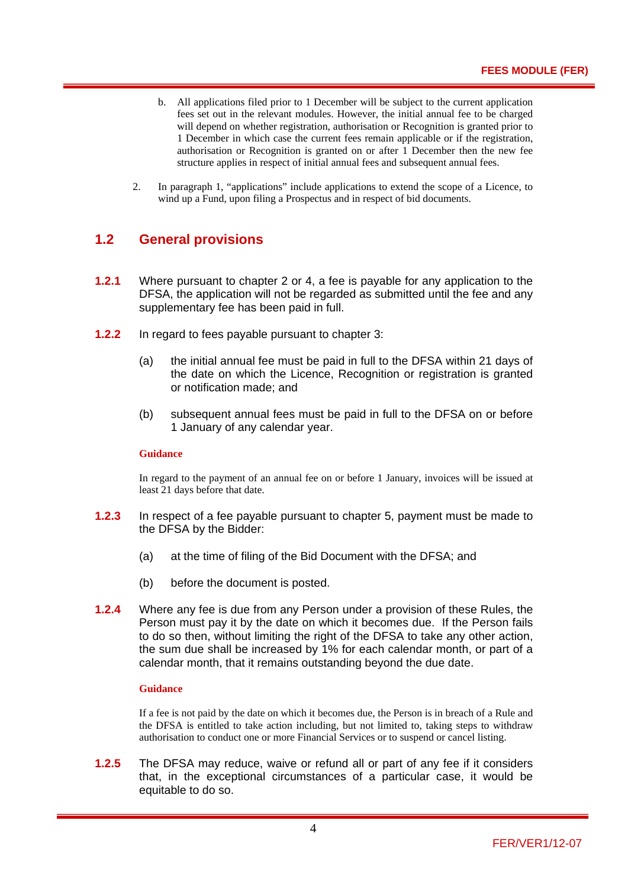b. All applications filed prior to 1 December will be subject to the current application fees set out in the relevant modules. However, the initial annual fee to be charged will depend on whether registration, authorisation or Recognition is granted prior to 1 December in which case the current fees remain applicable or if the registration, authorisation or Recognition is granted on or after 1 December then the new fee structure applies in respect of initial annual fees and subsequent annual fees.

2. In paragraph 1, "applications" include applications to extend the scope of a Licence, to wind up a Fund, upon filing a Prospectus and in respect of bid documents.

## 1.2 General provisions

**1.2.1** Where pursuant to chapter 2 or 4, a fee is payable for any application to the DFSA, the application will not be regarded as submitted until the fee and any supplementary fee has been paid in full.

**1.2.2** In regard to fees payable pursuant to chapter 3:

(a) the initial annual fee must be paid in full to the DFSA within 21 days of the date on which the Licence, Recognition or registration is granted or notification made; and

(b) subsequent annual fees must be paid in full to the DFSA on or before 1 January of any calendar year.

**Guidance**

In regard to the payment of an annual fee on or before 1 January, invoices will be issued at least 21 days before that date.

**1.2.3** In respect of a fee payable pursuant to chapter 5, payment must be made to the DFSA by the Bidder:

(a) at the time of filing of the Bid Document with the DFSA; and

(b) before the document is posted.

**1.2.4** Where any fee is due from any Person under a provision of these Rules, the Person must pay it by the date on which it becomes due. If the Person fails to do so then, without limiting the right of the DFSA to take any other action, the sum due shall be increased by 1% for each calendar month, or part of a calendar month, that it remains outstanding beyond the due date.

**Guidance**

If a fee is not paid by the date on which it becomes due, the Person is in breach of a Rule and the DFSA is entitled to take action including, but not limited to, taking steps to withdraw authorisation to conduct one or more Financial Services or to suspend or cancel listing.

**1.2.5** The DFSA may reduce, waive or refund all or part of any fee if it considers that, in the exceptional circumstances of a particular case, it would be equitable to do so.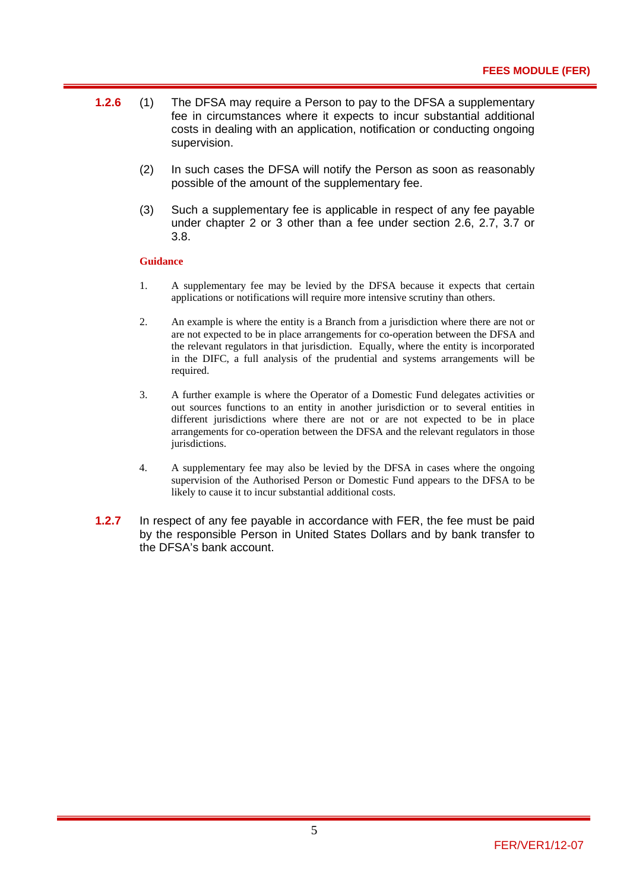**1.2.6** (1) The DFSA may require a Person to pay to the DFSA a supplementary fee in circumstances where it expects to incur substantial additional costs in dealing with an application, notification or conducting ongoing supervision.

(2) In such cases the DFSA will notify the Person as soon as reasonably possible of the amount of the supplementary fee.

(3) Such a supplementary fee is applicable in respect of any fee payable under chapter 2 or 3 other than a fee under section 2.6, 2.7, 3.7 or 3.8.

**Guidance**

1. A supplementary fee may be levied by the DFSA because it expects that certain applications or notifications will require more intensive scrutiny than others.

2. An example is where the entity is a Branch from a jurisdiction where there are not or are not expected to be in place arrangements for co-operation between the DFSA and the relevant regulators in that jurisdiction. Equally, where the entity is incorporated in the DIFC, a full analysis of the prudential and systems arrangements will be required.

3. A further example is where the Operator of a Domestic Fund delegates activities or out sources functions to an entity in another jurisdiction or to several entities in different jurisdictions where there are not or are not expected to be in place arrangements for co-operation between the DFSA and the relevant regulators in those jurisdictions.

4. A supplementary fee may also be levied by the DFSA in cases where the ongoing supervision of the Authorised Person or Domestic Fund appears to the DFSA to be likely to cause it to incur substantial additional costs.

**1.2.7** In respect of any fee payable in accordance with FER, the fee must be paid by the responsible Person in United States Dollars and by bank transfer to the DFSA's bank account.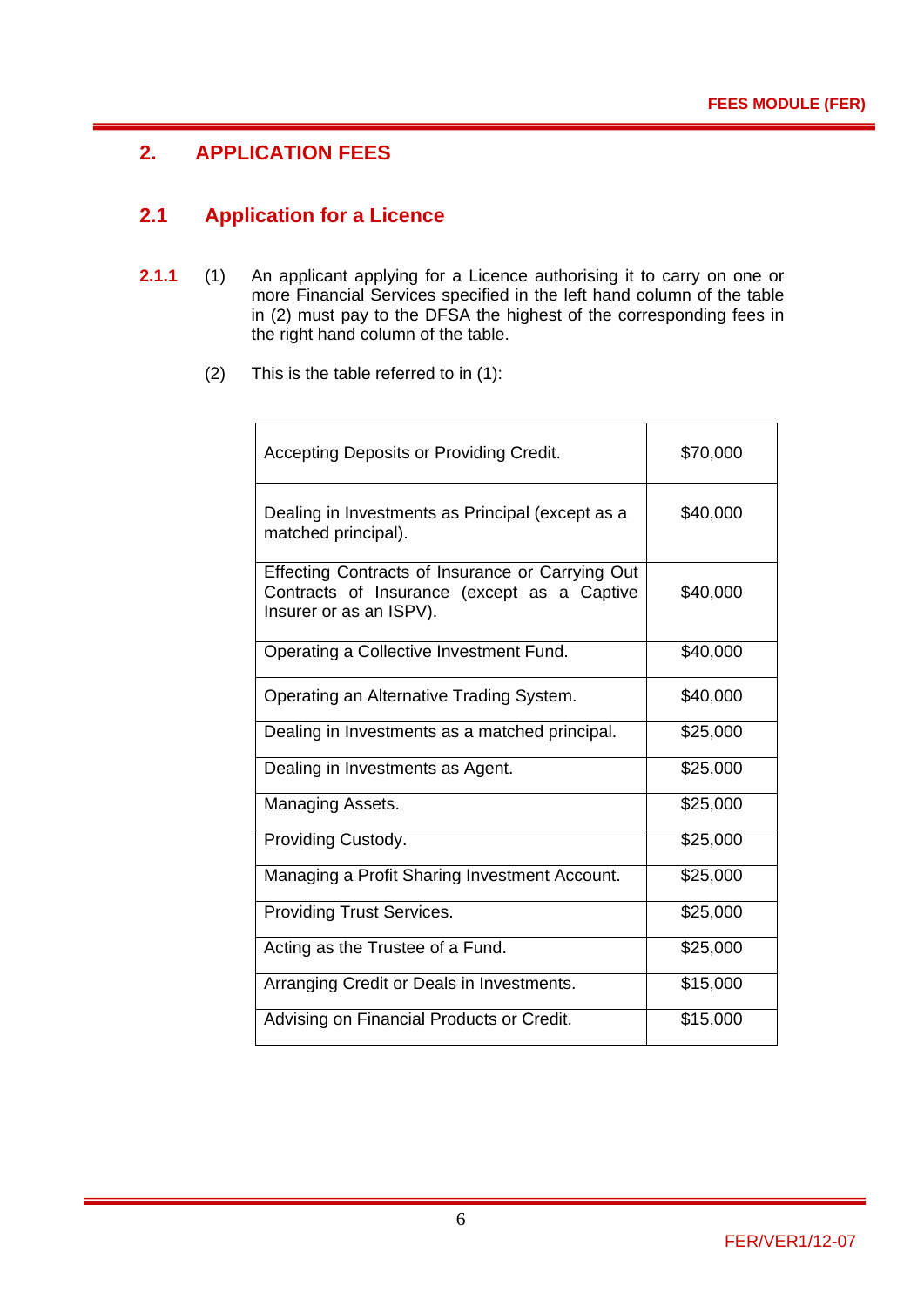## 2. APPLICATION FEES

### 2.1 Application for a Licence

**2.1.1** (1) An applicant applying for a Licence authorising it to carry on one or more Financial Services specified in the left hand column of the table in (2) must pay to the DFSA the highest of the corresponding fees in the right hand column of the table.

(2) This is the table referred to in (1):

| | |
|---|---|
| Accepting Deposits or Providing Credit. | $70,000 |
| Dealing in Investments as Principal (except as a matched principal). | $40,000 |
| Effecting Contracts of Insurance or Carrying Out Contracts of Insurance (except as a Captive Insurer or as an ISPV). | $40,000 |
| Operating a Collective Investment Fund. | $40,000 |
| Operating an Alternative Trading System. | $40,000 |
| Dealing in Investments as a matched principal. | $25,000 |
| Dealing in Investments as Agent. | $25,000 |
| Managing Assets. | $25,000 |
| Providing Custody. | $25,000 |
| Managing a Profit Sharing Investment Account. | $25,000 |
| Providing Trust Services. | $25,000 |
| Acting as the Trustee of a Fund. | $25,000 |
| Arranging Credit or Deals in Investments. | $15,000 |
| Advising on Financial Products or Credit. | $15,000 |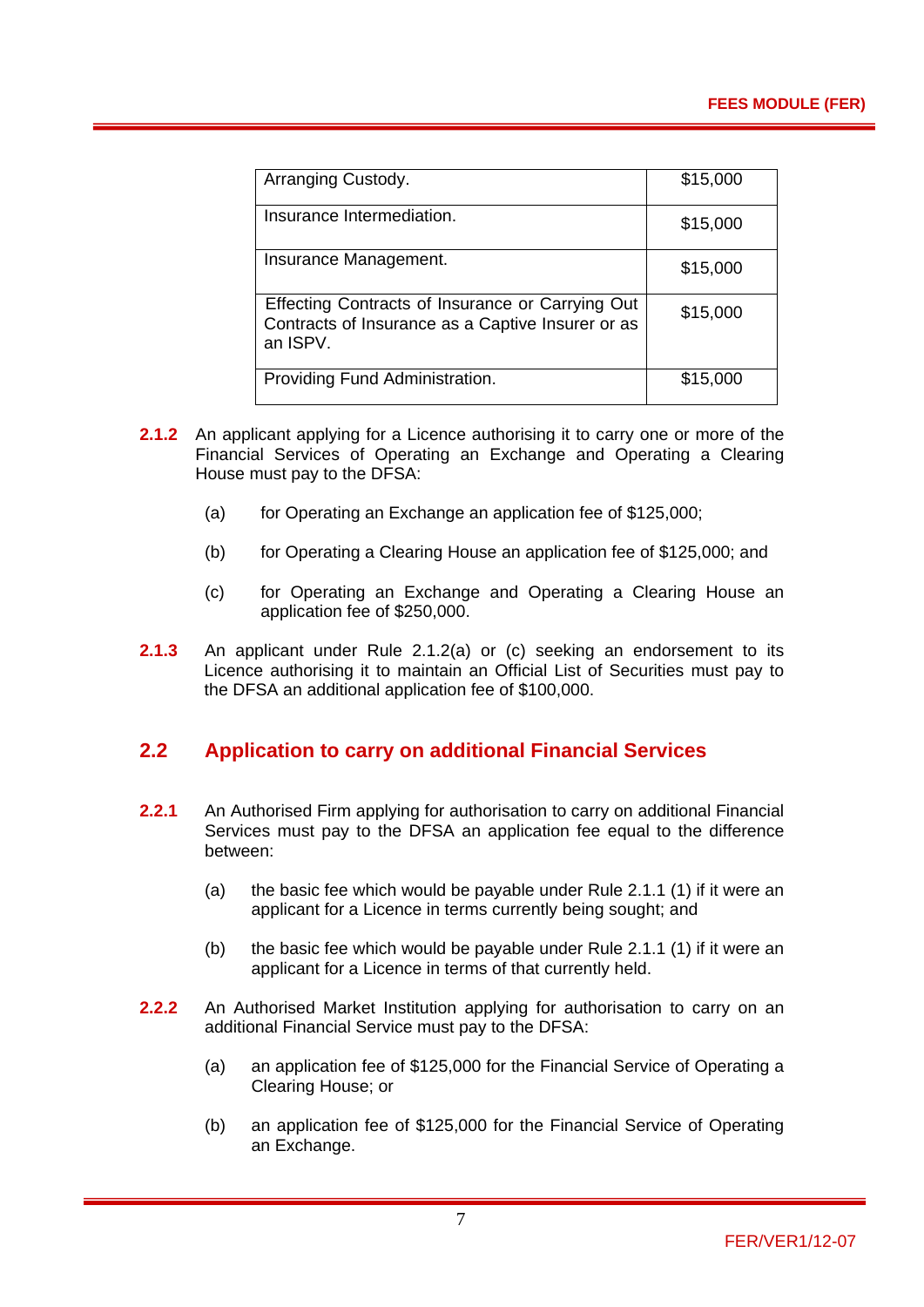| Arranging Custody. | $15,000 |
|---|---|
| Insurance Intermediation. | $15,000 |
| Insurance Management. | $15,000 |
| Effecting Contracts of Insurance or Carrying Out Contracts of Insurance as a Captive Insurer or as an ISPV. | $15,000 |
| Providing Fund Administration. | $15,000 |

**2.1.2** An applicant applying for a Licence authorising it to carry one or more of the Financial Services of Operating an Exchange and Operating a Clearing House must pay to the DFSA:

(a) for Operating an Exchange an application fee of $125,000;

(b) for Operating a Clearing House an application fee of $125,000; and

(c) for Operating an Exchange and Operating a Clearing House an application fee of $250,000.

**2.1.3** An applicant under Rule 2.1.2(a) or (c) seeking an endorsement to its Licence authorising it to maintain an Official List of Securities must pay to the DFSA an additional application fee of $100,000.

## 2.2 Application to carry on additional Financial Services

**2.2.1** An Authorised Firm applying for authorisation to carry on additional Financial Services must pay to the DFSA an application fee equal to the difference between:

(a) the basic fee which would be payable under Rule 2.1.1 (1) if it were an applicant for a Licence in terms currently being sought; and

(b) the basic fee which would be payable under Rule 2.1.1 (1) if it were an applicant for a Licence in terms of that currently held.

**2.2.2** An Authorised Market Institution applying for authorisation to carry on an additional Financial Service must pay to the DFSA:

(a) an application fee of $125,000 for the Financial Service of Operating a Clearing House; or

(b) an application fee of $125,000 for the Financial Service of Operating an Exchange.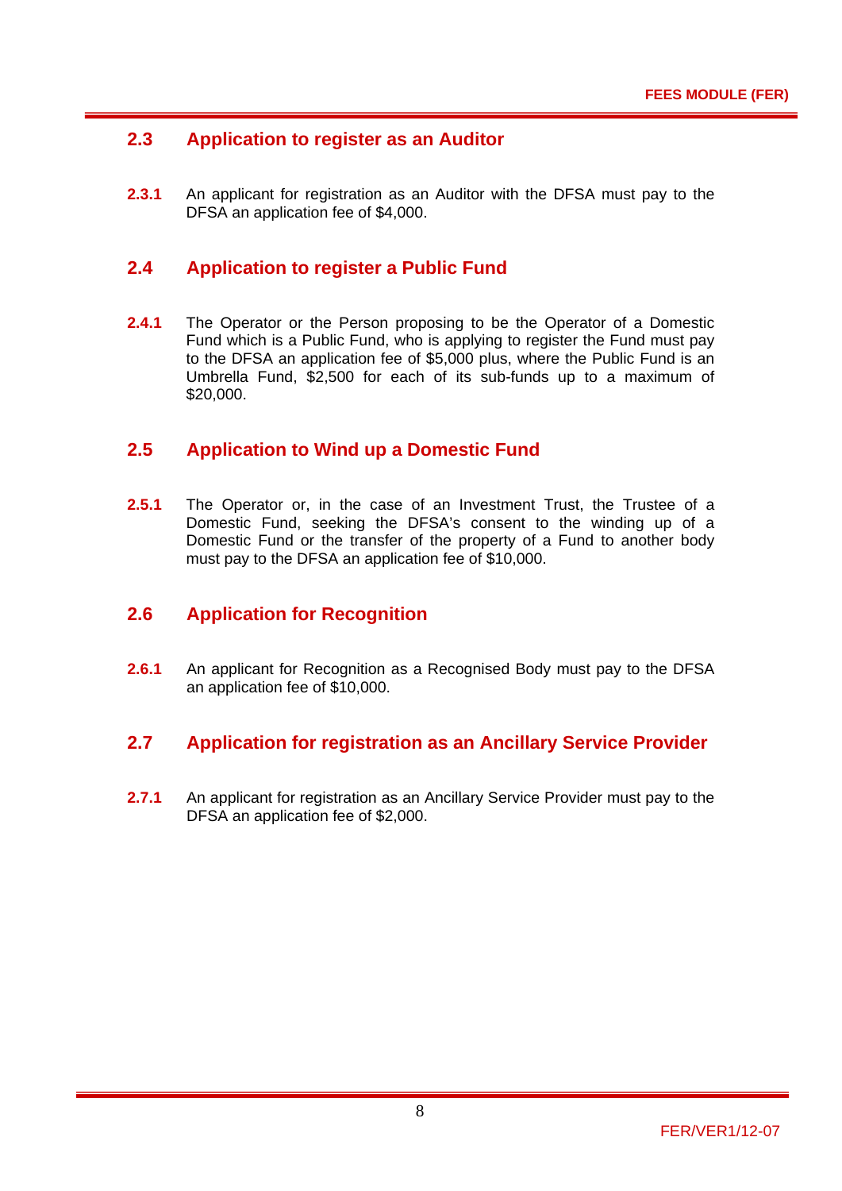## 2.3 Application to register as an Auditor

**2.3.1** An applicant for registration as an Auditor with the DFSA must pay to the DFSA an application fee of $4,000.

## 2.4 Application to register a Public Fund

**2.4.1** The Operator or the Person proposing to be the Operator of a Domestic Fund which is a Public Fund, who is applying to register the Fund must pay to the DFSA an application fee of $5,000 plus, where the Public Fund is an Umbrella Fund, $2,500 for each of its sub-funds up to a maximum of $20,000.

## 2.5 Application to Wind up a Domestic Fund

**2.5.1** The Operator or, in the case of an Investment Trust, the Trustee of a Domestic Fund, seeking the DFSA's consent to the winding up of a Domestic Fund or the transfer of the property of a Fund to another body must pay to the DFSA an application fee of $10,000.

## 2.6 Application for Recognition

**2.6.1** An applicant for Recognition as a Recognised Body must pay to the DFSA an application fee of $10,000.

## 2.7 Application for registration as an Ancillary Service Provider

**2.7.1** An applicant for registration as an Ancillary Service Provider must pay to the DFSA an application fee of $2,000.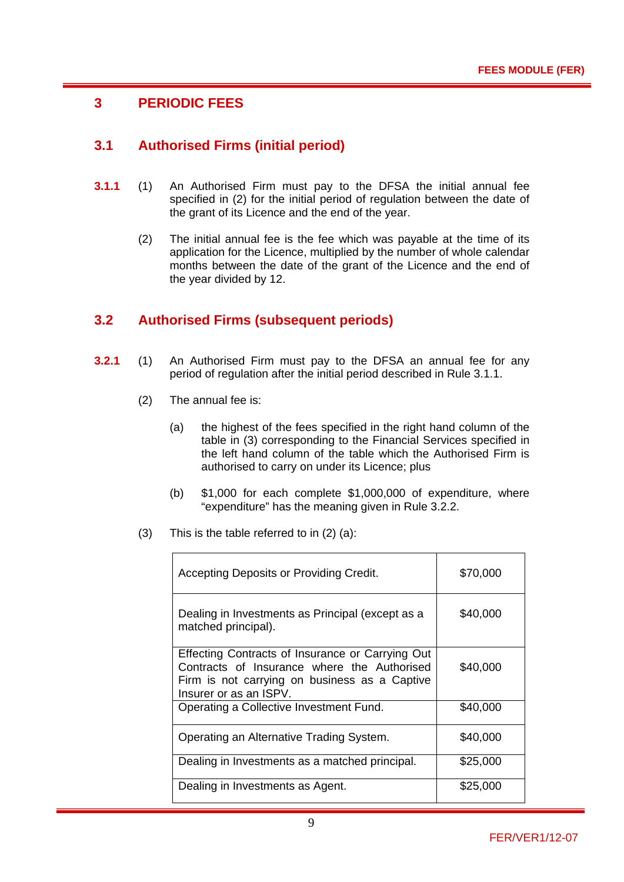# 3 PERIODIC FEES

## 3.1 Authorised Firms (initial period)

**3.1.1** (1) An Authorised Firm must pay to the DFSA the initial annual fee specified in (2) for the initial period of regulation between the date of the grant of its Licence and the end of the year.

(2) The initial annual fee is the fee which was payable at the time of its application for the Licence, multiplied by the number of whole calendar months between the date of the grant of the Licence and the end of the year divided by 12.

## 3.2 Authorised Firms (subsequent periods)

**3.2.1** (1) An Authorised Firm must pay to the DFSA an annual fee for any period of regulation after the initial period described in Rule 3.1.1.

(2) The annual fee is:

(a) the highest of the fees specified in the right hand column of the table in (3) corresponding to the Financial Services specified in the left hand column of the table which the Authorised Firm is authorised to carry on under its Licence; plus

(b) $1,000 for each complete $1,000,000 of expenditure, where "expenditure" has the meaning given in Rule 3.2.2.

(3) This is the table referred to in (2) (a):

| | |
|---|---|
| Accepting Deposits or Providing Credit. | $70,000 |
| Dealing in Investments as Principal (except as a matched principal). | $40,000 |
| Effecting Contracts of Insurance or Carrying Out Contracts of Insurance where the Authorised Firm is not carrying on business as a Captive Insurer or as an ISPV. | $40,000 |
| Operating a Collective Investment Fund. | $40,000 |
| Operating an Alternative Trading System. | $40,000 |
| Dealing in Investments as a matched principal. | $25,000 |
| Dealing in Investments as Agent. | $25,000 |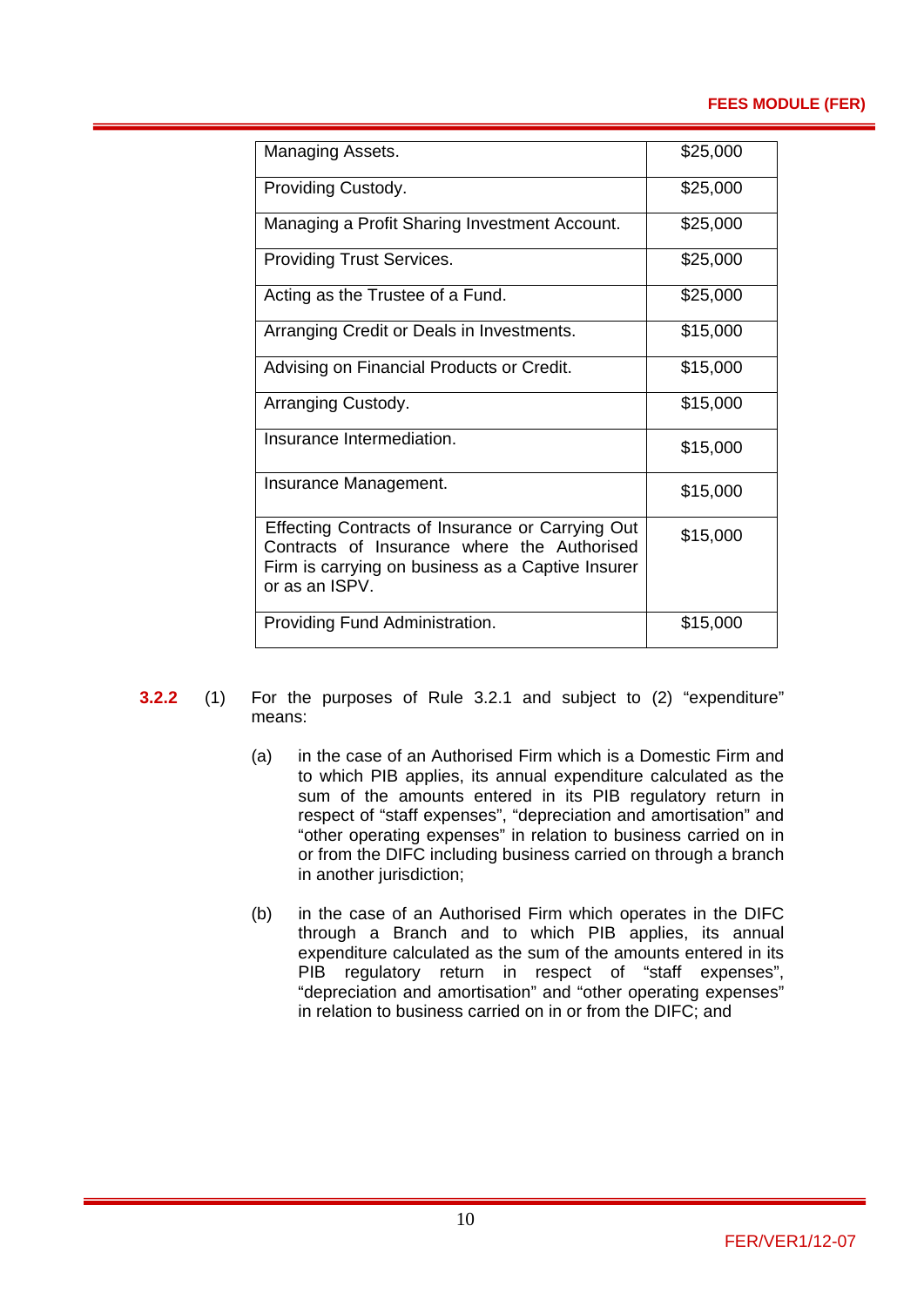| | |
|---|---|
| Managing Assets. | $25,000 |
| Providing Custody. | $25,000 |
| Managing a Profit Sharing Investment Account. | $25,000 |
| Providing Trust Services. | $25,000 |
| Acting as the Trustee of a Fund. | $25,000 |
| Arranging Credit or Deals in Investments. | $15,000 |
| Advising on Financial Products or Credit. | $15,000 |
| Arranging Custody. | $15,000 |
| Insurance Intermediation. | $15,000 |
| Insurance Management. | $15,000 |
| Effecting Contracts of Insurance or Carrying Out Contracts of Insurance where the Authorised Firm is carrying on business as a Captive Insurer or as an ISPV. | $15,000 |
| Providing Fund Administration. | $15,000 |

**3.2.2** (1) For the purposes of Rule 3.2.1 and subject to (2) "expenditure" means:

(a) in the case of an Authorised Firm which is a Domestic Firm and to which PIB applies, its annual expenditure calculated as the sum of the amounts entered in its PIB regulatory return in respect of "staff expenses", "depreciation and amortisation" and "other operating expenses" in relation to business carried on in or from the DIFC including business carried on through a branch in another jurisdiction;

(b) in the case of an Authorised Firm which operates in the DIFC through a Branch and to which PIB applies, its annual expenditure calculated as the sum of the amounts entered in its PIB regulatory return in respect of "staff expenses", "depreciation and amortisation" and "other operating expenses" in relation to business carried on in or from the DIFC; and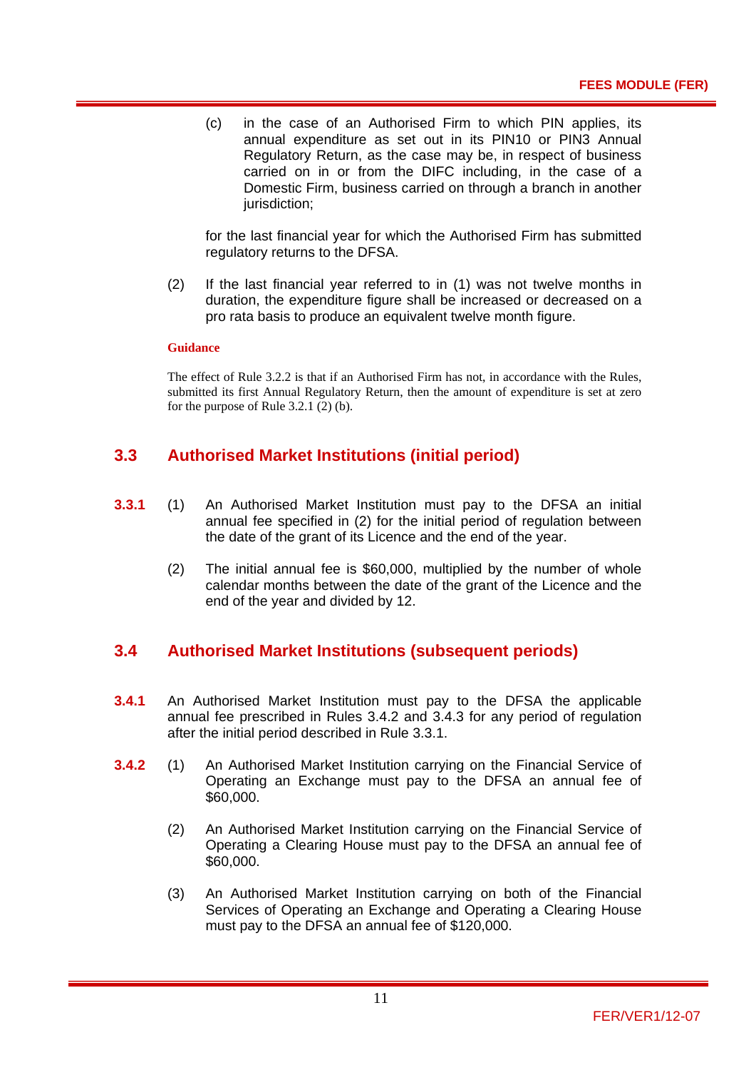(c) in the case of an Authorised Firm to which PIN applies, its annual expenditure as set out in its PIN10 or PIN3 Annual Regulatory Return, as the case may be, in respect of business carried on in or from the DIFC including, in the case of a Domestic Firm, business carried on through a branch in another jurisdiction;

for the last financial year for which the Authorised Firm has submitted regulatory returns to the DFSA.

(2) If the last financial year referred to in (1) was not twelve months in duration, the expenditure figure shall be increased or decreased on a pro rata basis to produce an equivalent twelve month figure.

**Guidance**

The effect of Rule 3.2.2 is that if an Authorised Firm has not, in accordance with the Rules, submitted its first Annual Regulatory Return, then the amount of expenditure is set at zero for the purpose of Rule 3.2.1 (2) (b).

## 3.3 Authorised Market Institutions (initial period)

**3.3.1** (1) An Authorised Market Institution must pay to the DFSA an initial annual fee specified in (2) for the initial period of regulation between the date of the grant of its Licence and the end of the year.

(2) The initial annual fee is $60,000, multiplied by the number of whole calendar months between the date of the grant of the Licence and the end of the year and divided by 12.

## 3.4 Authorised Market Institutions (subsequent periods)

**3.4.1** An Authorised Market Institution must pay to the DFSA the applicable annual fee prescribed in Rules 3.4.2 and 3.4.3 for any period of regulation after the initial period described in Rule 3.3.1.

**3.4.2** (1) An Authorised Market Institution carrying on the Financial Service of Operating an Exchange must pay to the DFSA an annual fee of $60,000.

(2) An Authorised Market Institution carrying on the Financial Service of Operating a Clearing House must pay to the DFSA an annual fee of $60,000.

(3) An Authorised Market Institution carrying on both of the Financial Services of Operating an Exchange and Operating a Clearing House must pay to the DFSA an annual fee of $120,000.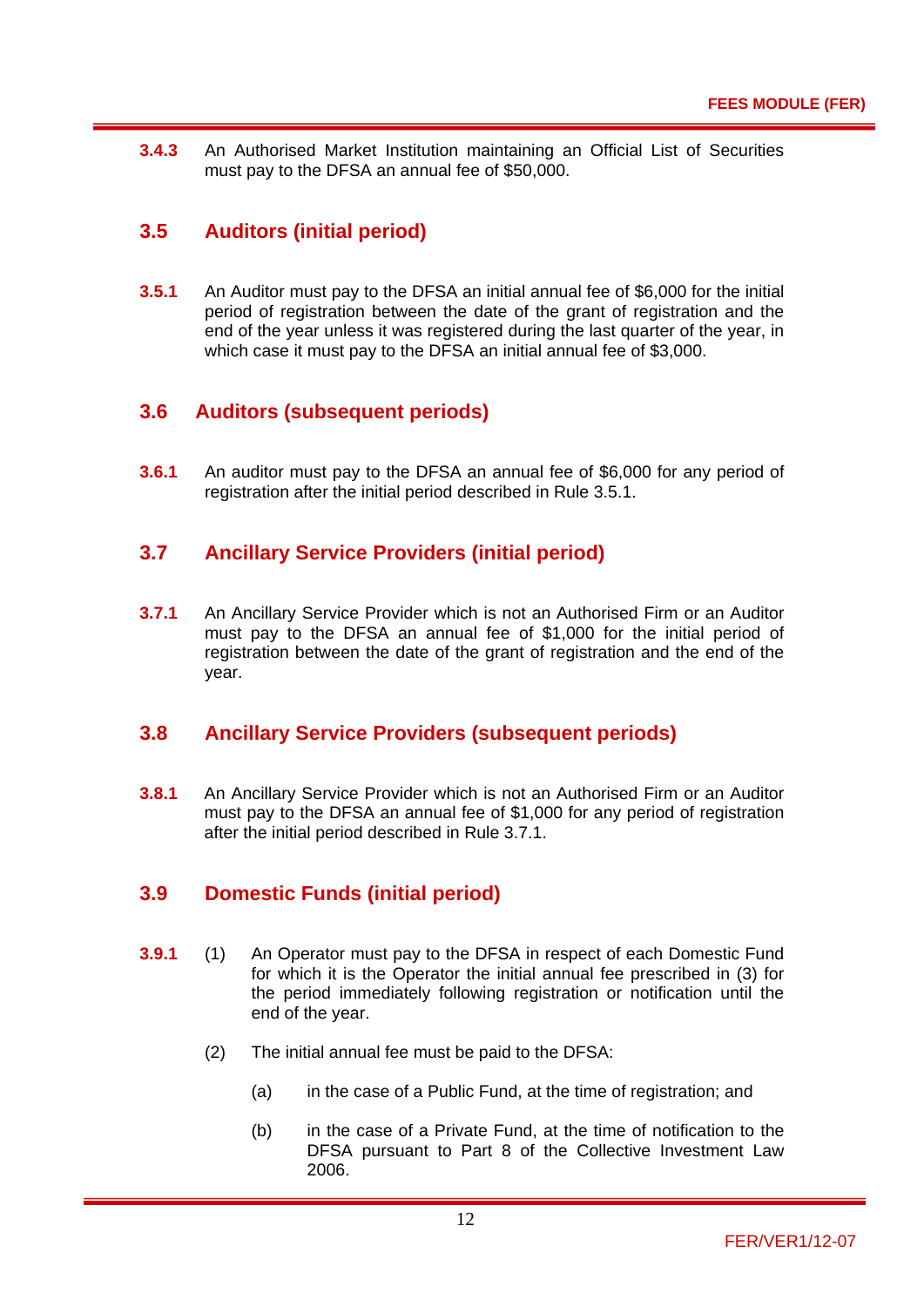**3.4.3** An Authorised Market Institution maintaining an Official List of Securities must pay to the DFSA an annual fee of $50,000.

## 3.5 Auditors (initial period)

**3.5.1** An Auditor must pay to the DFSA an initial annual fee of $6,000 for the initial period of registration between the date of the grant of registration and the end of the year unless it was registered during the last quarter of the year, in which case it must pay to the DFSA an initial annual fee of $3,000.

## 3.6 Auditors (subsequent periods)

**3.6.1** An auditor must pay to the DFSA an annual fee of $6,000 for any period of registration after the initial period described in Rule 3.5.1.

## 3.7 Ancillary Service Providers (initial period)

**3.7.1** An Ancillary Service Provider which is not an Authorised Firm or an Auditor must pay to the DFSA an annual fee of $1,000 for the initial period of registration between the date of the grant of registration and the end of the year.

## 3.8 Ancillary Service Providers (subsequent periods)

**3.8.1** An Ancillary Service Provider which is not an Authorised Firm or an Auditor must pay to the DFSA an annual fee of $1,000 for any period of registration after the initial period described in Rule 3.7.1.

## 3.9 Domestic Funds (initial period)

**3.9.1** (1) An Operator must pay to the DFSA in respect of each Domestic Fund for which it is the Operator the initial annual fee prescribed in (3) for the period immediately following registration or notification until the end of the year.

(2) The initial annual fee must be paid to the DFSA:

(a) in the case of a Public Fund, at the time of registration; and

(b) in the case of a Private Fund, at the time of notification to the DFSA pursuant to Part 8 of the Collective Investment Law 2006.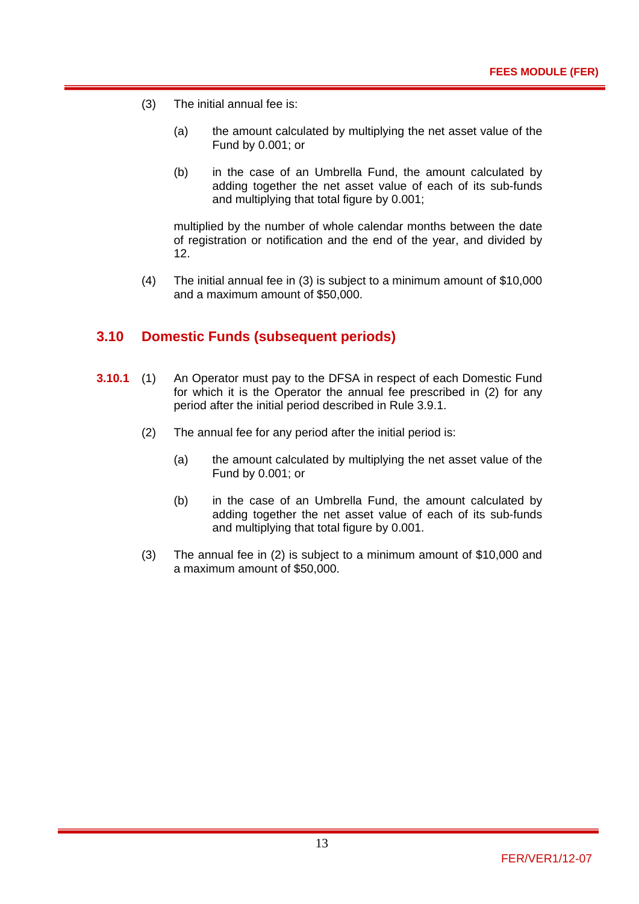(3) The initial annual fee is:

(a) the amount calculated by multiplying the net asset value of the Fund by 0.001; or

(b) in the case of an Umbrella Fund, the amount calculated by adding together the net asset value of each of its sub-funds and multiplying that total figure by 0.001;

multiplied by the number of whole calendar months between the date of registration or notification and the end of the year, and divided by 12.

(4) The initial annual fee in (3) is subject to a minimum amount of $10,000 and a maximum amount of $50,000.

## 3.10 Domestic Funds (subsequent periods)

**3.10.1** (1) An Operator must pay to the DFSA in respect of each Domestic Fund for which it is the Operator the annual fee prescribed in (2) for any period after the initial period described in Rule 3.9.1.

(2) The annual fee for any period after the initial period is:

(a) the amount calculated by multiplying the net asset value of the Fund by 0.001; or

(b) in the case of an Umbrella Fund, the amount calculated by adding together the net asset value of each of its sub-funds and multiplying that total figure by 0.001.

(3) The annual fee in (2) is subject to a minimum amount of $10,000 and a maximum amount of $50,000.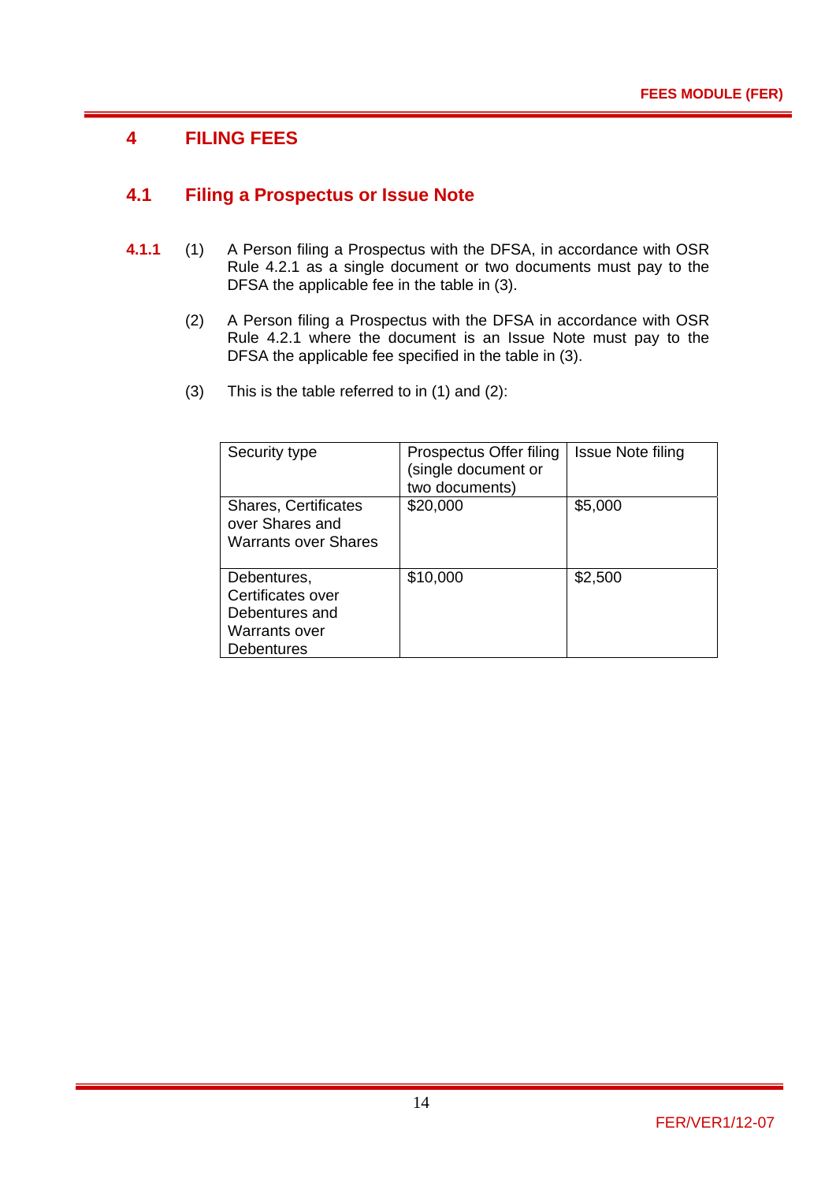# 4 FILING FEES

## 4.1 Filing a Prospectus or Issue Note

**4.1.1** (1) A Person filing a Prospectus with the DFSA, in accordance with OSR Rule 4.2.1 as a single document or two documents must pay to the DFSA the applicable fee in the table in (3).

(2) A Person filing a Prospectus with the DFSA in accordance with OSR Rule 4.2.1 where the document is an Issue Note must pay to the DFSA the applicable fee specified in the table in (3).

(3) This is the table referred to in (1) and (2):

| Security type | Prospectus Offer filing (single document or two documents) | Issue Note filing |
|---|---|---|
| Shares, Certificates over Shares and Warrants over Shares | $20,000 | $5,000 |
| Debentures, Certificates over Debentures and Warrants over Debentures | $10,000 | $2,500 |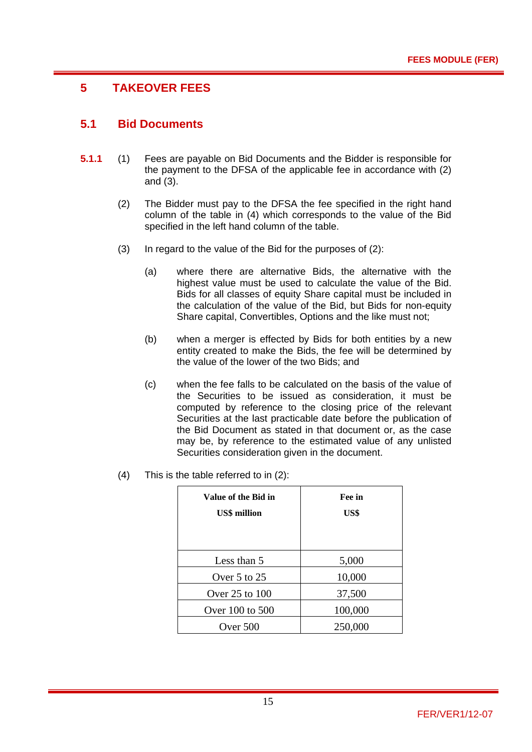# 5 TAKEOVER FEES

## 5.1 Bid Documents

**5.1.1** (1) Fees are payable on Bid Documents and the Bidder is responsible for the payment to the DFSA of the applicable fee in accordance with (2) and (3).

(2) The Bidder must pay to the DFSA the fee specified in the right hand column of the table in (4) which corresponds to the value of the Bid specified in the left hand column of the table.

(3) In regard to the value of the Bid for the purposes of (2):

(a) where there are alternative Bids, the alternative with the highest value must be used to calculate the value of the Bid. Bids for all classes of equity Share capital must be included in the calculation of the value of the Bid, but Bids for non-equity Share capital, Convertibles, Options and the like must not;

(b) when a merger is effected by Bids for both entities by a new entity created to make the Bids, the fee will be determined by the value of the lower of the two Bids; and

(c) when the fee falls to be calculated on the basis of the value of the Securities to be issued as consideration, it must be computed by reference to the closing price of the relevant Securities at the last practicable date before the publication of the Bid Document as stated in that document or, as the case may be, by reference to the estimated value of any unlisted Securities consideration given in the document.

(4) This is the table referred to in (2):

| Value of the Bid in US$ million | Fee in US$ |
|---|---|
| Less than 5 | 5,000 |
| Over 5 to 25 | 10,000 |
| Over 25 to 100 | 37,500 |
| Over 100 to 500 | 100,000 |
| Over 500 | 250,000 |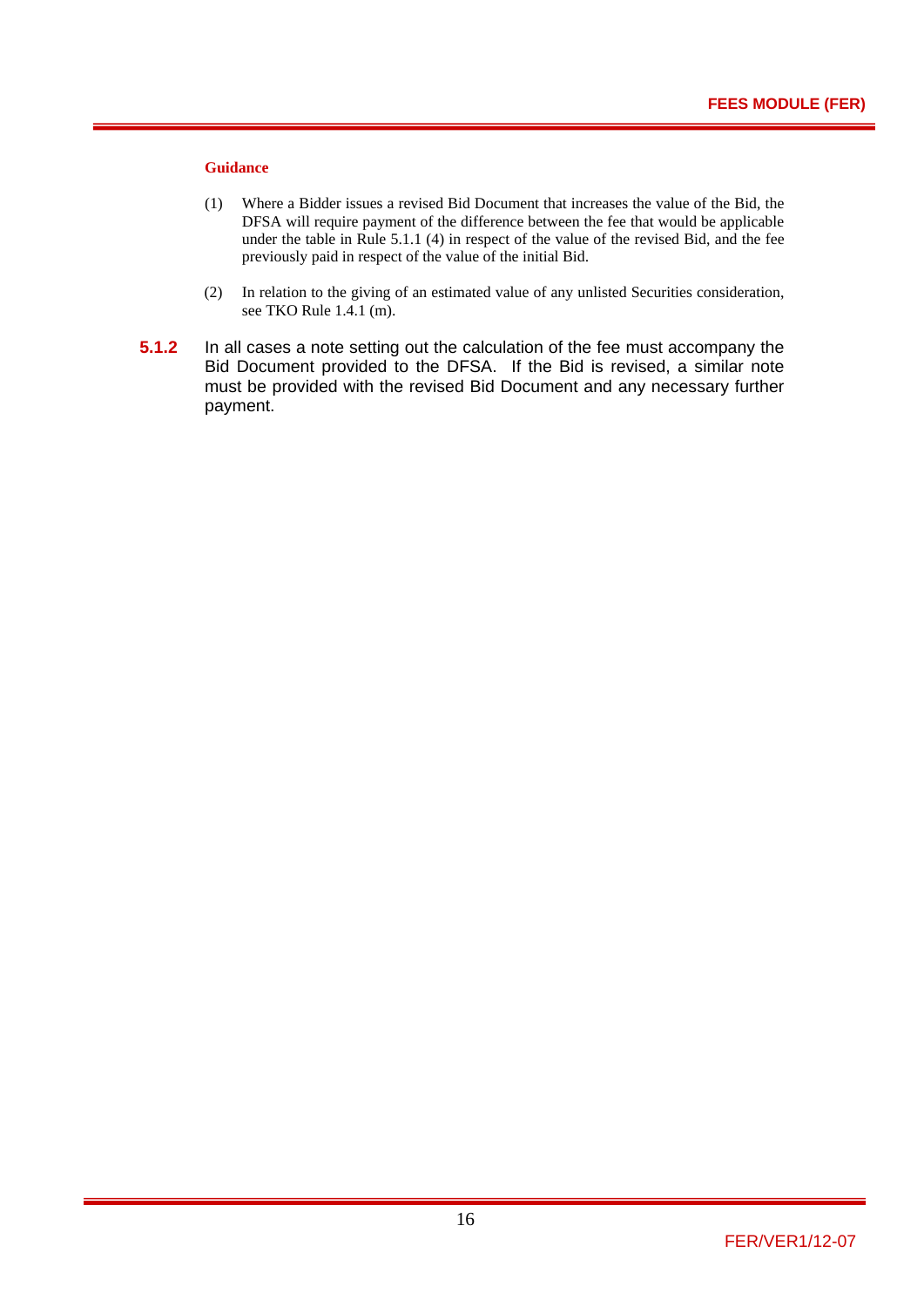**Guidance**

(1) Where a Bidder issues a revised Bid Document that increases the value of the Bid, the DFSA will require payment of the difference between the fee that would be applicable under the table in Rule 5.1.1 (4) in respect of the value of the revised Bid, and the fee previously paid in respect of the value of the initial Bid.

(2) In relation to the giving of an estimated value of any unlisted Securities consideration, see TKO Rule 1.4.1 (m).

**5.1.2** In all cases a note setting out the calculation of the fee must accompany the Bid Document provided to the DFSA. If the Bid is revised, a similar note must be provided with the revised Bid Document and any necessary further payment.